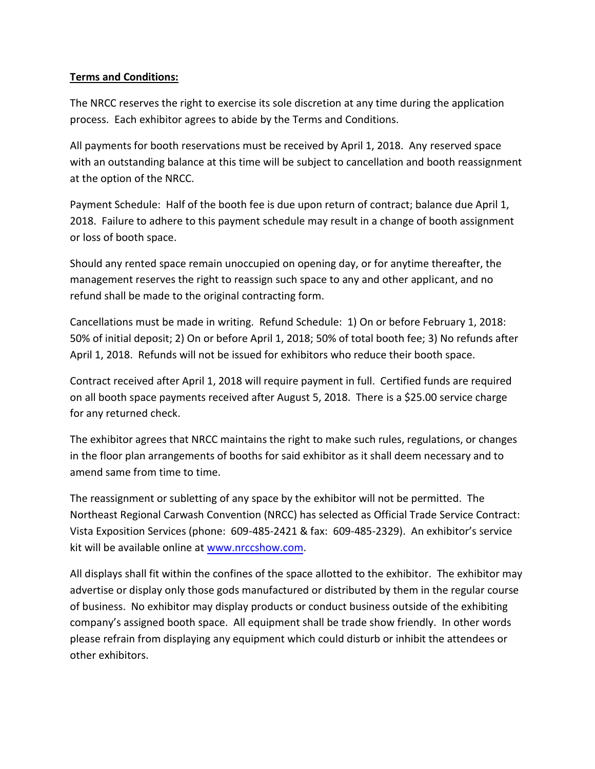**Terms and Conditions:**

The NRCC reserves the right to exercise its sole discretion at any time during the application process. Each exhibitor agrees to abide by the Terms and Conditions.

All payments for booth reservations must be received by April 1, 2018. Any reserved space with an outstanding balance at this time will be subject to cancellation and booth reassignment at the option of the NRCC.

Payment Schedule: Half of the booth fee is due upon return of contract; balance due April 1, 2018. Failure to adhere to this payment schedule may result in a change of booth assignment or loss of booth space.

Should any rented space remain unoccupied on opening day, or for anytime thereafter, the management reserves the right to reassign such space to any and other applicant, and no refund shall be made to the original contracting form.

Cancellations must be made in writing. Refund Schedule: 1) On or before February 1, 2018: 50% of initial deposit; 2) On or before April 1, 2018; 50% of total booth fee; 3) No refunds after April 1, 2018. Refunds will not be issued for exhibitors who reduce their booth space.

Contract received after April 1, 2018 will require payment in full. Certified funds are required on all booth space payments received after August 5, 2018. There is a $25.00 service charge for any returned check.

The exhibitor agrees that NRCC maintains the right to make such rules, regulations, or changes in the floor plan arrangements of booths for said exhibitor as it shall deem necessary and to amend same from time to time.

The reassignment or subletting of any space by the exhibitor will not be permitted. The Northeast Regional Carwash Convention (NRCC) has selected as Official Trade Service Contract: Vista Exposition Services (phone: 609-485-2421 & fax: 609-485-2329). An exhibitor's service kit will be available online at [www.nrccshow.com](http://www.nrccshow.com).

All displays shall fit within the confines of the space allotted to the exhibitor. The exhibitor may advertise or display only those gods manufactured or distributed by them in the regular course of business. No exhibitor may display products or conduct business outside of the exhibiting company's assigned booth space. All equipment shall be trade show friendly. In other words please refrain from displaying any equipment which could disturb or inhibit the attendees or other exhibitors.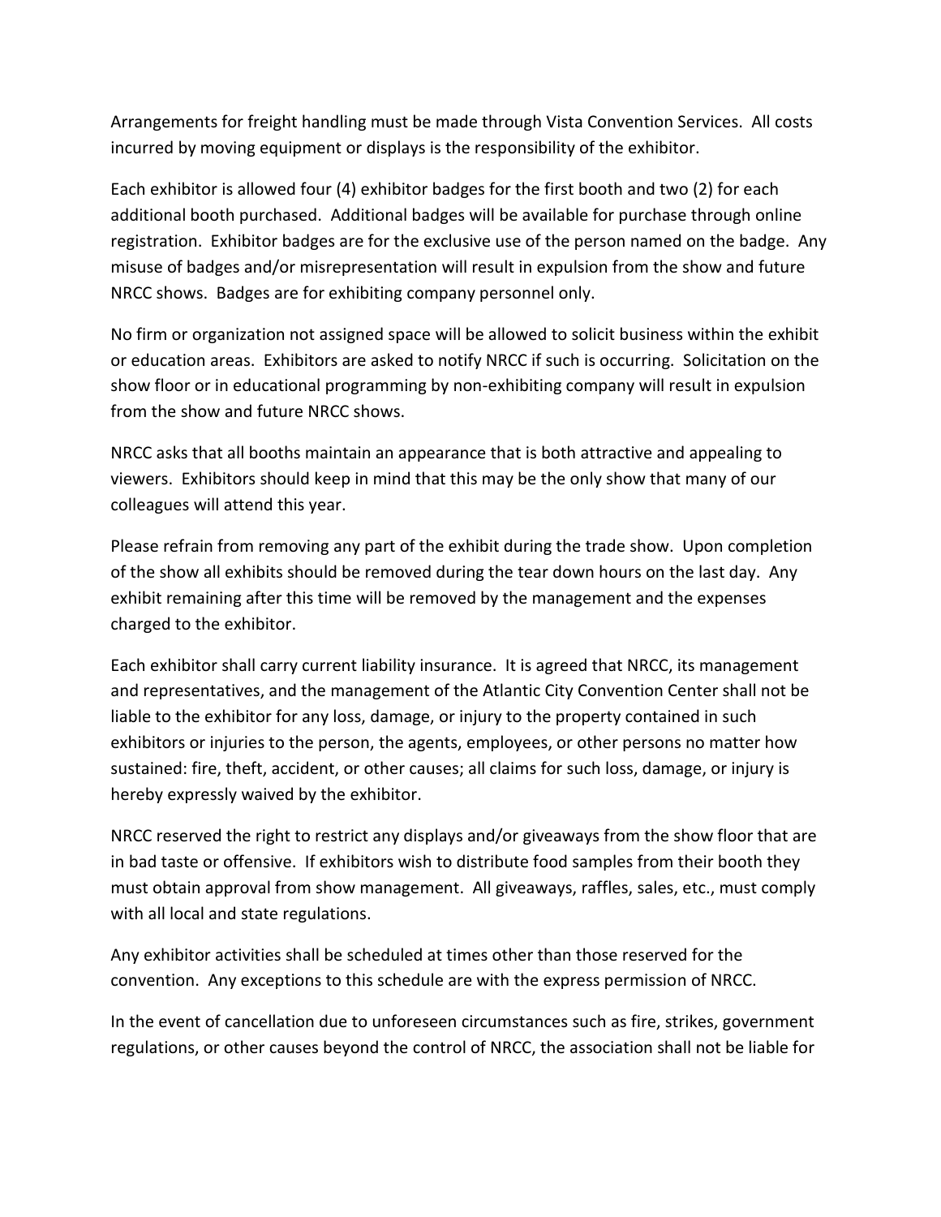Arrangements for freight handling must be made through Vista Convention Services. All costs incurred by moving equipment or displays is the responsibility of the exhibitor.

Each exhibitor is allowed four (4) exhibitor badges for the first booth and two (2) for each additional booth purchased. Additional badges will be available for purchase through online registration. Exhibitor badges are for the exclusive use of the person named on the badge. Any misuse of badges and/or misrepresentation will result in expulsion from the show and future NRCC shows. Badges are for exhibiting company personnel only.

No firm or organization not assigned space will be allowed to solicit business within the exhibit or education areas. Exhibitors are asked to notify NRCC if such is occurring. Solicitation on the show floor or in educational programming by non-exhibiting company will result in expulsion from the show and future NRCC shows.

NRCC asks that all booths maintain an appearance that is both attractive and appealing to viewers. Exhibitors should keep in mind that this may be the only show that many of our colleagues will attend this year.

Please refrain from removing any part of the exhibit during the trade show. Upon completion of the show all exhibits should be removed during the tear down hours on the last day. Any exhibit remaining after this time will be removed by the management and the expenses charged to the exhibitor.

Each exhibitor shall carry current liability insurance. It is agreed that NRCC, its management and representatives, and the management of the Atlantic City Convention Center shall not be liable to the exhibitor for any loss, damage, or injury to the property contained in such exhibitors or injuries to the person, the agents, employees, or other persons no matter how sustained: fire, theft, accident, or other causes; all claims for such loss, damage, or injury is hereby expressly waived by the exhibitor.

NRCC reserved the right to restrict any displays and/or giveaways from the show floor that are in bad taste or offensive. If exhibitors wish to distribute food samples from their booth they must obtain approval from show management. All giveaways, raffles, sales, etc., must comply with all local and state regulations.

Any exhibitor activities shall be scheduled at times other than those reserved for the convention. Any exceptions to this schedule are with the express permission of NRCC.

In the event of cancellation due to unforeseen circumstances such as fire, strikes, government regulations, or other causes beyond the control of NRCC, the association shall not be liable for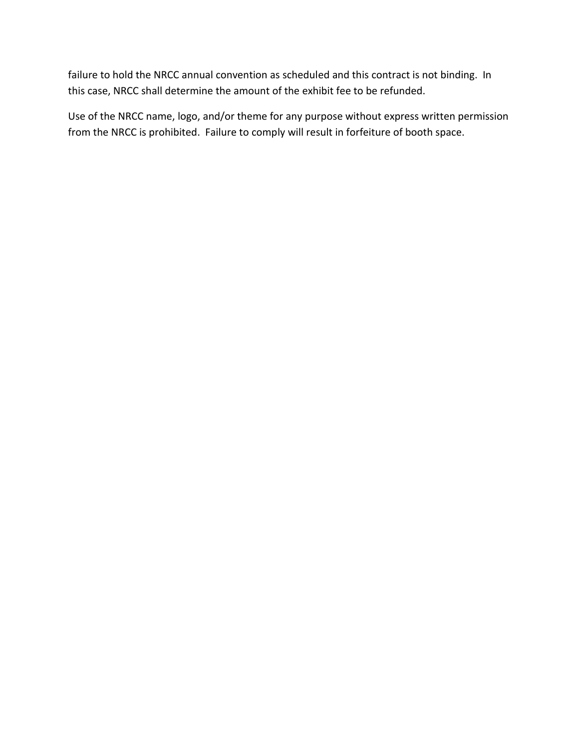failure to hold the NRCC annual convention as scheduled and this contract is not binding. In this case, NRCC shall determine the amount of the exhibit fee to be refunded.

Use of the NRCC name, logo, and/or theme for any purpose without express written permission from the NRCC is prohibited. Failure to comply will result in forfeiture of booth space.